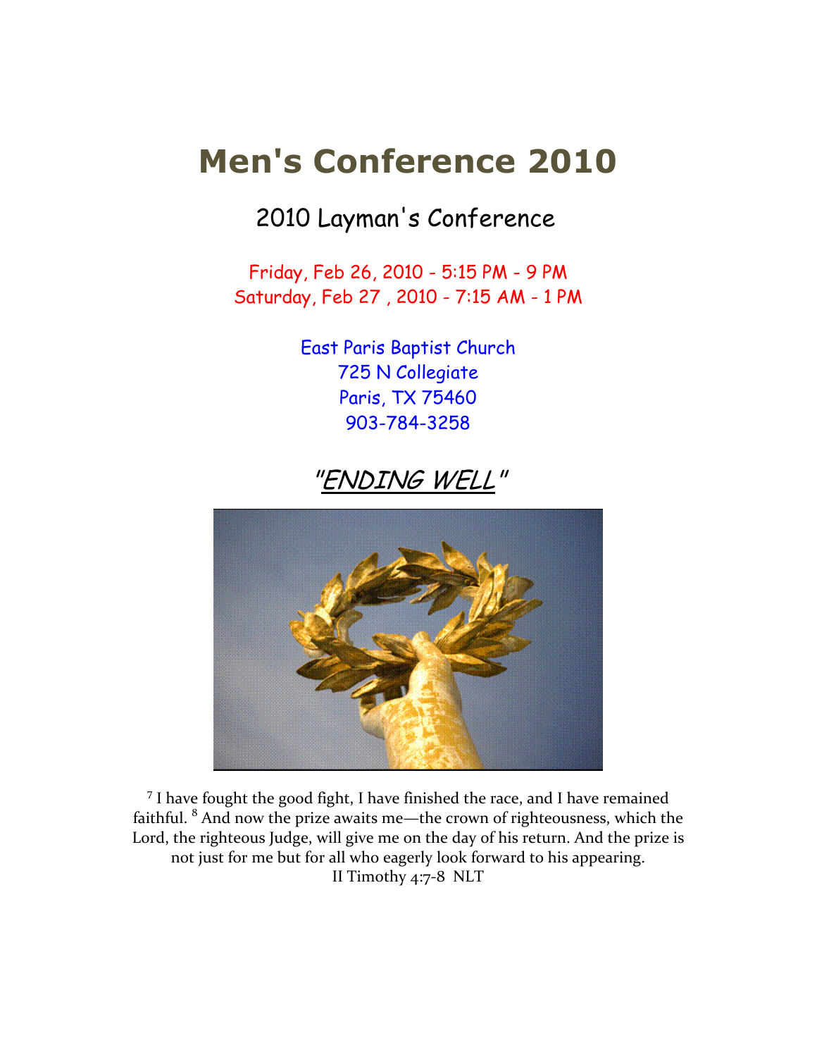# Men's Conference 2010

## 2010 Layman's Conference

Friday, Feb 26, 2010 - 5:15 PM - 9 PM
Saturday, Feb 27 , 2010 - 7:15 AM - 1 PM

East Paris Baptist Church
725 N Collegiate
Paris, TX 75460
903-784-3258

### *"ENDING WELL"*

[7] I have fought the good fight, I have finished the race, and I have remained faithful. [8] And now the prize awaits me—the crown of righteousness, which the Lord, the righteous Judge, will give me on the day of his return. And the prize is not just for me but for all who eagerly look forward to his appearing.
II Timothy 4:7-8 NLT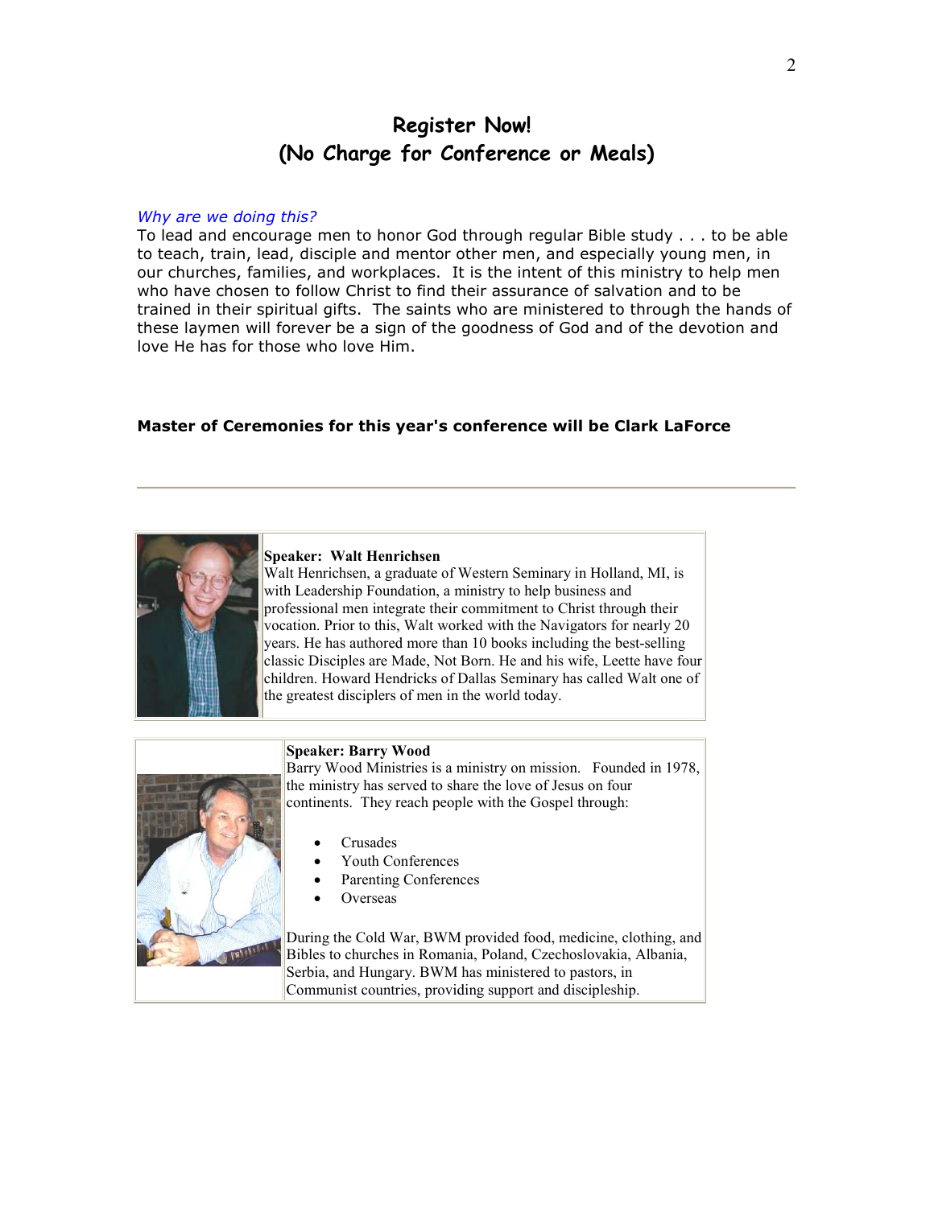# Register Now!
# (No Charge for Conference or Meals)

*Why are we doing this?*

To lead and encourage men to honor God through regular Bible study . . . to be able to teach, train, lead, disciple and mentor other men, and especially young men, in our churches, families, and workplaces. It is the intent of this ministry to help men who have chosen to follow Christ to find their assurance of salvation and to be trained in their spiritual gifts. The saints who are ministered to through the hands of these laymen will forever be a sign of the goodness of God and of the devotion and love He has for those who love Him.

**Master of Ceremonies for this year's conference will be Clark LaForce**

---

**Speaker: Walt Henrichsen**

Walt Henrichsen, a graduate of Western Seminary in Holland, MI, is with Leadership Foundation, a ministry to help business and professional men integrate their commitment to Christ through their vocation. Prior to this, Walt worked with the Navigators for nearly 20 years. He has authored more than 10 books including the best-selling classic Disciples are Made, Not Born. He and his wife, Leette have four children. Howard Hendricks of Dallas Seminary has called Walt one of the greatest disciplers of men in the world today.

**Speaker: Barry Wood**

Barry Wood Ministries is a ministry on mission. Founded in 1978, the ministry has served to share the love of Jesus on four continents. They reach people with the Gospel through:

- Crusades
- Youth Conferences
- Parenting Conferences
- Overseas

During the Cold War, BWM provided food, medicine, clothing, and Bibles to churches in Romania, Poland, Czechoslovakia, Albania, Serbia, and Hungary. BWM has ministered to pastors, in Communist countries, providing support and discipleship.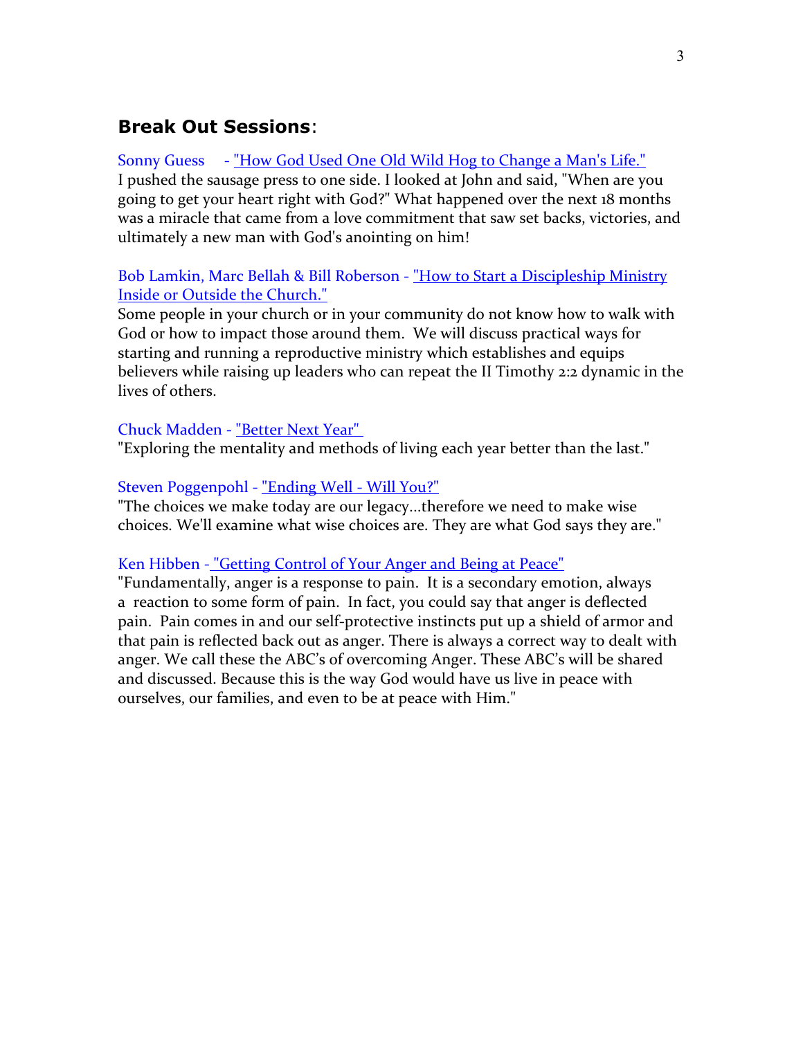## **Break Out Sessions**:

Sonny Guess - "How God Used One Old Wild Hog to Change a Man's Life."
I pushed the sausage press to one side. I looked at John and said, "When are you going to get your heart right with God?" What happened over the next 18 months was a miracle that came from a love commitment that saw set backs, victories, and ultimately a new man with God's anointing on him!

Bob Lamkin, Marc Bellah & Bill Roberson - "How to Start a Discipleship Ministry Inside or Outside the Church."
Some people in your church or in your community do not know how to walk with God or how to impact those around them. We will discuss practical ways for starting and running a reproductive ministry which establishes and equips believers while raising up leaders who can repeat the II Timothy 2:2 dynamic in the lives of others.

Chuck Madden - "Better Next Year"
"Exploring the mentality and methods of living each year better than the last."

Steven Poggenpohl - "Ending Well - Will You?"
"The choices we make today are our legacy...therefore we need to make wise choices. We'll examine what wise choices are. They are what God says they are."

Ken Hibben - "Getting Control of Your Anger and Being at Peace"
"Fundamentally, anger is a response to pain. It is a secondary emotion, always a reaction to some form of pain. In fact, you could say that anger is deflected pain. Pain comes in and our self-protective instincts put up a shield of armor and that pain is reflected back out as anger. There is always a correct way to dealt with anger. We call these the ABC's of overcoming Anger. These ABC's will be shared and discussed. Because this is the way God would have us live in peace with ourselves, our families, and even to be at peace with Him."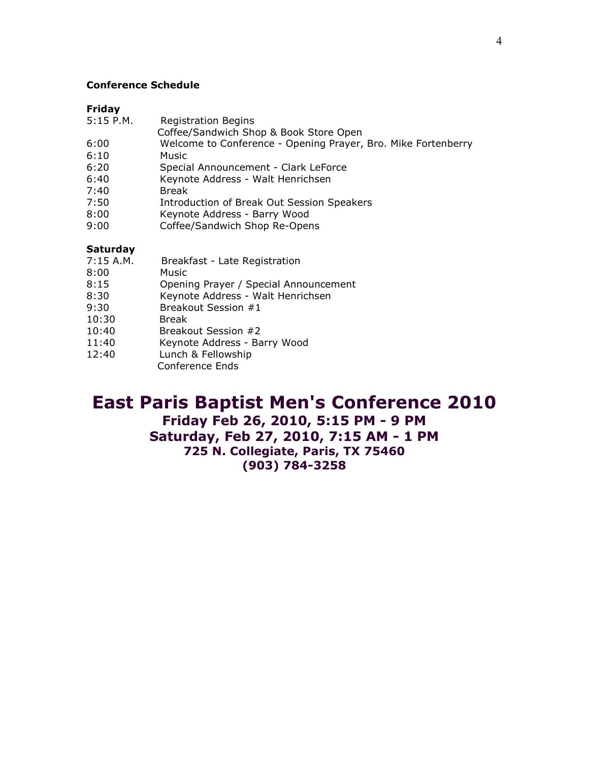**Conference Schedule**

**Friday**

| | |
|---|---|
| 5:15 P.M. | Registration Begins |
| | Coffee/Sandwich Shop & Book Store Open |
| 6:00 | Welcome to Conference - Opening Prayer, Bro. Mike Fortenberry |
| 6:10 | Music |
| 6:20 | Special Announcement - Clark LeForce |
| 6:40 | Keynote Address - Walt Henrichsen |
| 7:40 | Break |
| 7:50 | Introduction of Break Out Session Speakers |
| 8:00 | Keynote Address - Barry Wood |
| 9:00 | Coffee/Sandwich Shop Re-Opens |

**Saturday**

| | |
|---|---|
| 7:15 A.M. | Breakfast - Late Registration |
| 8:00 | Music |
| 8:15 | Opening Prayer / Special Announcement |
| 8:30 | Keynote Address - Walt Henrichsen |
| 9:30 | Breakout Session #1 |
| 10:30 | Break |
| 10:40 | Breakout Session #2 |
| 11:40 | Keynote Address - Barry Wood |
| 12:40 | Lunch & Fellowship |
| | Conference Ends |

# East Paris Baptist Men's Conference 2010

**Friday Feb 26, 2010, 5:15 PM - 9 PM**

**Saturday, Feb 27, 2010, 7:15 AM - 1 PM**

**725 N. Collegiate, Paris, TX 75460**

**(903) 784-3258**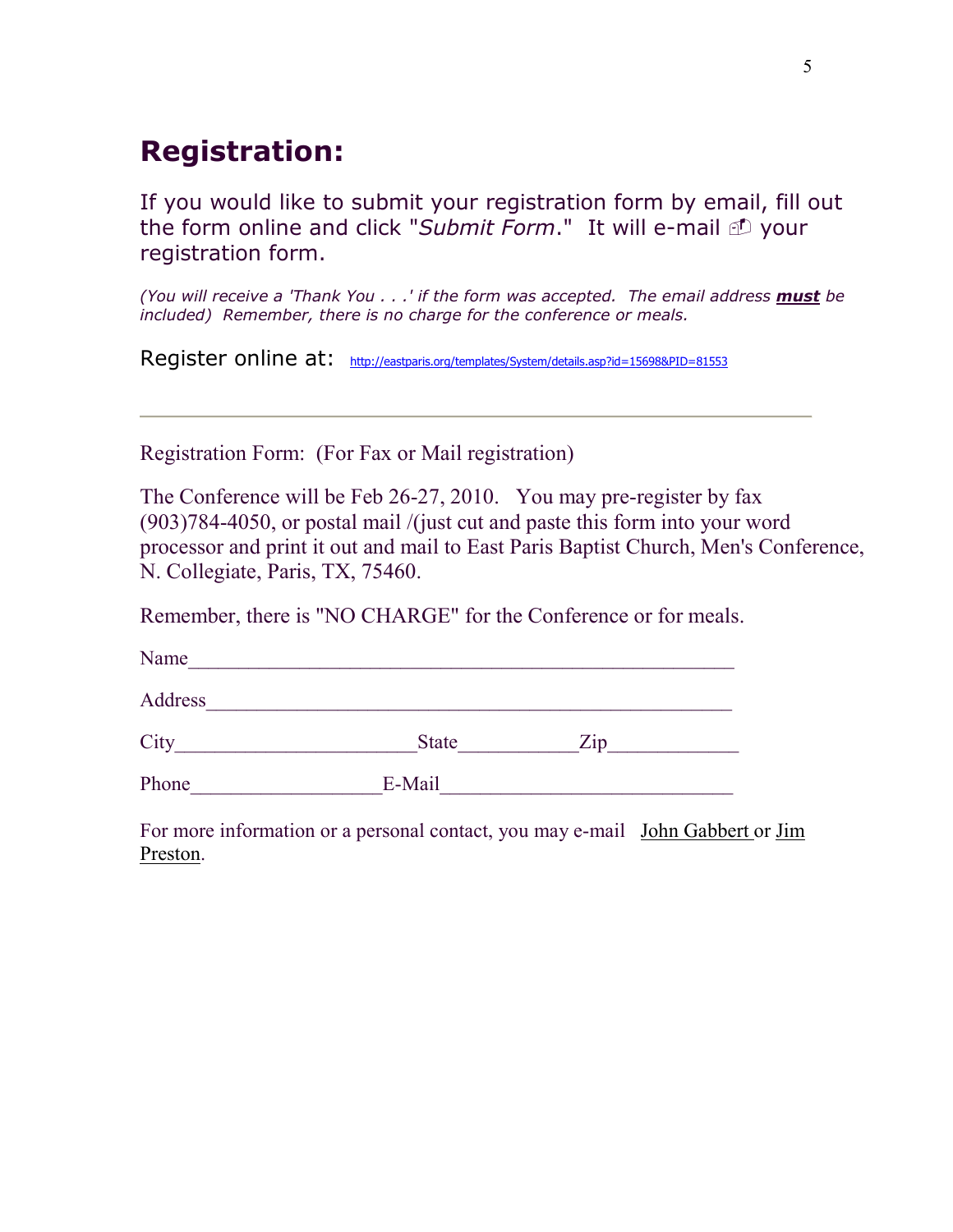# Registration:

If you would like to submit your registration form by email, fill out the form online and click "*Submit Form*." It will e-mail 📫 your registration form.

*(You will receive a 'Thank You . . .' if the form was accepted. The email address* ***must*** *be included) Remember, there is no charge for the conference or meals.*

Register online at: http://eastparis.org/templates/System/details.asp?id=15698&PID=81553

---

Registration Form: (For Fax or Mail registration)

The Conference will be Feb 26-27, 2010. You may pre-register by fax (903)784-4050, or postal mail /(just cut and paste this form into your word processor and print it out and mail to East Paris Baptist Church, Men's Conference, N. Collegiate, Paris, TX, 75460.

Remember, there is "NO CHARGE" for the Conference or for meals.

Name_______________________________________________________

Address_____________________________________________________

City________________________State___________Zip____________

Phone__________________E-Mail_____________________________

For more information or a personal contact, you may e-mail John Gabbert or Jim Preston.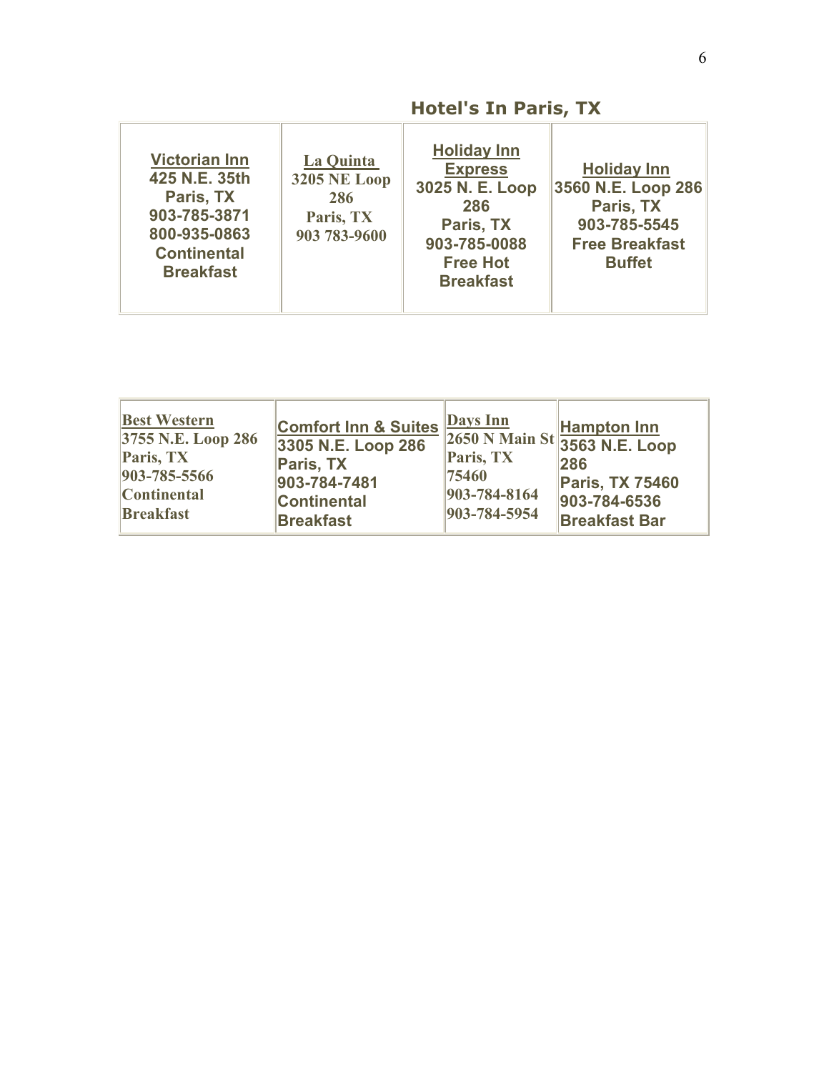## Hotel's In Paris, TX

| | | | |
|---|---|---|---|
| **Victorian Inn**<br>**425 N.E. 35th**<br>**Paris, TX**<br>**903-785-3871**<br>**800-935-0863**<br>**Continental Breakfast** | **La Quinta**<br>**3205 NE Loop 286**<br>**Paris, TX**<br>**903 783-9600** | **Holiday Inn Express**<br>**3025 N. E. Loop 286**<br>**Paris, TX**<br>**903-785-0088**<br>**Free Hot Breakfast** | **Holiday Inn**<br>**3560 N.E. Loop 286**<br>**Paris, TX**<br>**903-785-5545**<br>**Free Breakfast Buffet** |

| | | | |
|---|---|---|---|
| **Best Western**<br>**3755 N.E. Loop 286**<br>**Paris, TX**<br>**903-785-5566**<br>**Continental Breakfast** | **Comfort Inn & Suites**<br>**3305 N.E. Loop 286**<br>**Paris, TX**<br>**903-784-7481**<br>**Continental Breakfast** | **Days Inn**<br>**2650 N Main St**<br>**Paris, TX**<br>**75460**<br>**903-784-8164**<br>**903-784-5954** | **Hampton Inn**<br>**3563 N.E. Loop 286**<br>**Paris, TX 75460**<br>**903-784-6536**<br>**Breakfast Bar** |